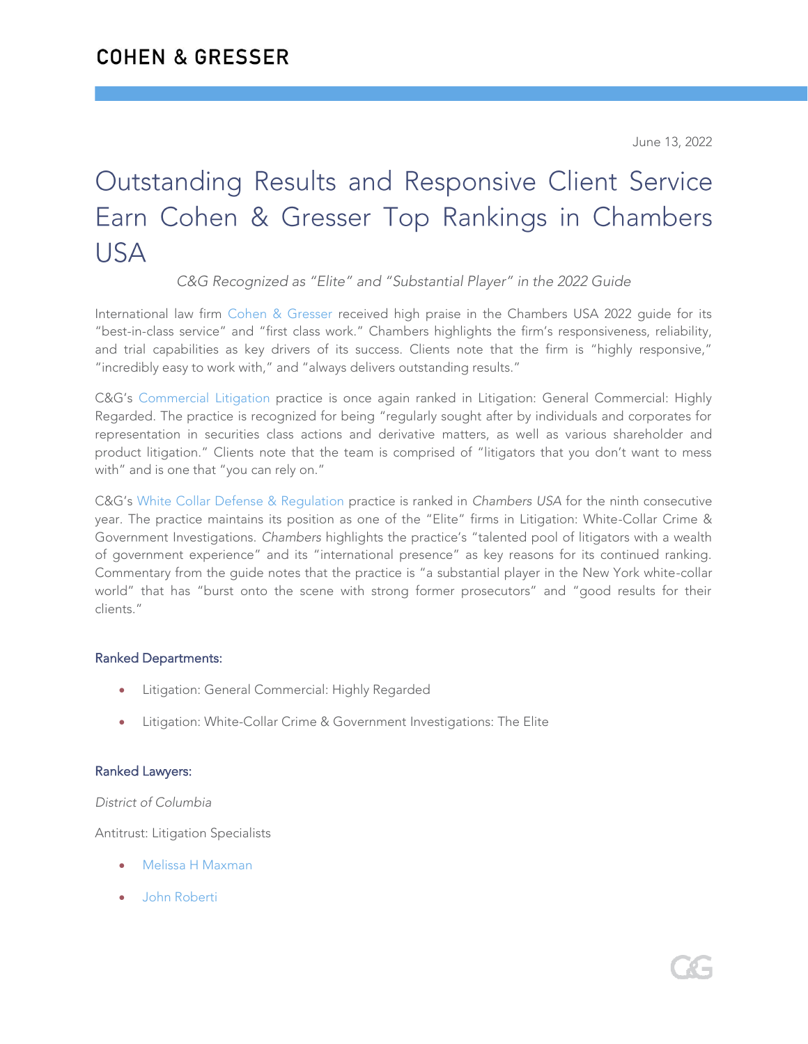# COHEN & GRESSER

June 13, 2022

# Outstanding Results and Responsive Client Service Earn Cohen & Gresser Top Rankings in Chambers USA

*C&G Recognized as "Elite" and "Substantial Player" in the 2022 Guide*

International law firm Cohen & Gresser received high praise in the Chambers USA 2022 guide for its "best-in-class service" and "first class work." Chambers highlights the firm's responsiveness, reliability, and trial capabilities as key drivers of its success. Clients note that the firm is "highly responsive," "incredibly easy to work with," and "always delivers outstanding results."

C&G's Commercial Litigation practice is once again ranked in Litigation: General Commercial: Highly Regarded. The practice is recognized for being "regularly sought after by individuals and corporates for representation in securities class actions and derivative matters, as well as various shareholder and product litigation." Clients note that the team is comprised of "litigators that you don't want to mess with" and is one that "you can rely on."

C&G's White Collar Defense & Regulation practice is ranked in *Chambers USA* for the ninth consecutive year. The practice maintains its position as one of the "Elite" firms in Litigation: White-Collar Crime & Government Investigations. *Chambers* highlights the practice's "talented pool of litigators with a wealth of government experience" and its "international presence" as key reasons for its continued ranking. Commentary from the guide notes that the practice is "a substantial player in the New York white-collar world" that has "burst onto the scene with strong former prosecutors" and "good results for their clients."

### Ranked Departments:

- Litigation: General Commercial: Highly Regarded
- Litigation: White-Collar Crime & Government Investigations: The Elite

### Ranked Lawyers:

*District of Columbia*

Antitrust: Litigation Specialists

- Melissa H Maxman
- John Roberti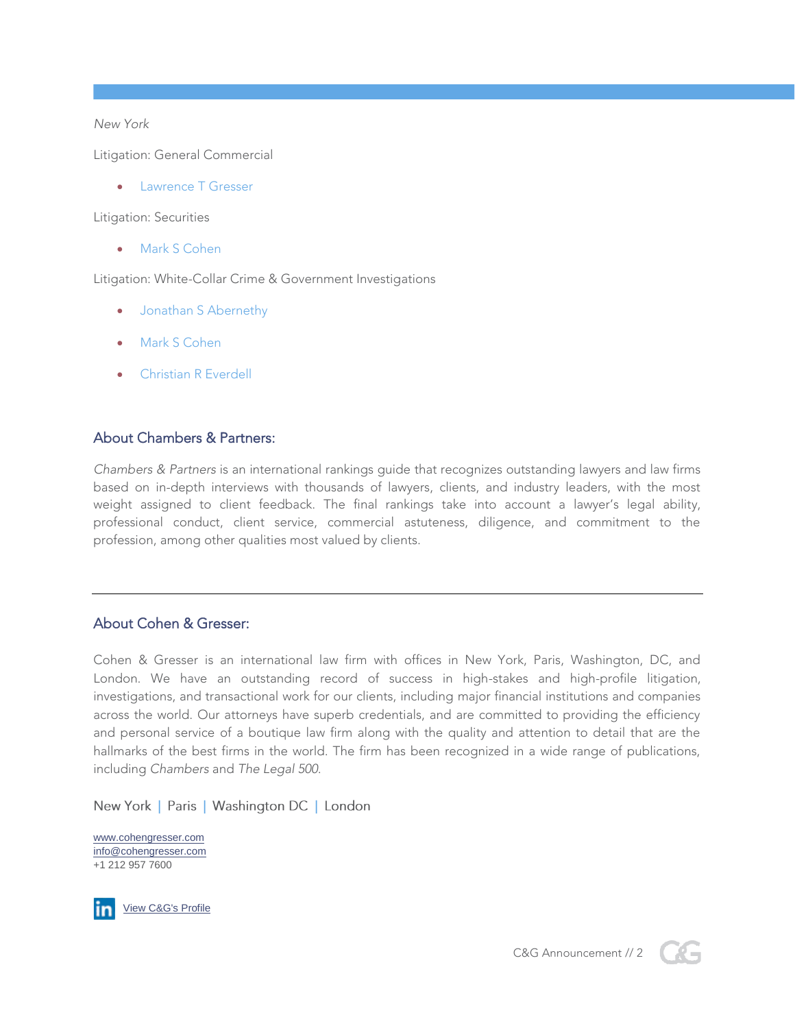*New York*

Litigation: General Commercial

- Lawrence T Gresser

Litigation: Securities

- Mark S Cohen

Litigation: White-Collar Crime & Government Investigations

- Jonathan S Abernethy
- Mark S Cohen
- Christian R Everdell

## About Chambers & Partners:

*Chambers & Partners* is an international rankings guide that recognizes outstanding lawyers and law firms based on in-depth interviews with thousands of lawyers, clients, and industry leaders, with the most weight assigned to client feedback. The final rankings take into account a lawyer's legal ability, professional conduct, client service, commercial astuteness, diligence, and commitment to the profession, among other qualities most valued by clients.

---

## About Cohen & Gresser:

Cohen & Gresser is an international law firm with offices in New York, Paris, Washington, DC, and London. We have an outstanding record of success in high-stakes and high-profile litigation, investigations, and transactional work for our clients, including major financial institutions and companies across the world. Our attorneys have superb credentials, and are committed to providing the efficiency and personal service of a boutique law firm along with the quality and attention to detail that are the hallmarks of the best firms in the world. The firm has been recognized in a wide range of publications, including *Chambers* and *The Legal 500*.

New York | Paris | Washington DC | London

www.cohengresser.com
info@cohengresser.com
+1 212 957 7600

View C&G's Profile